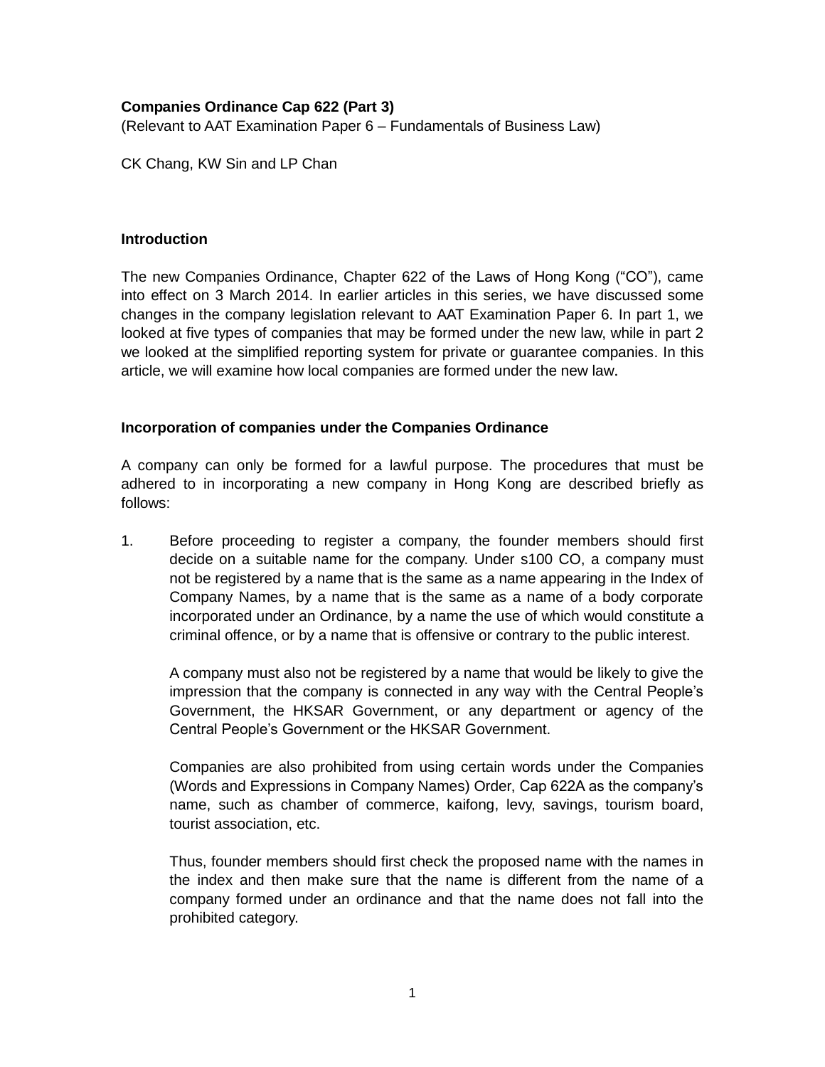**Companies Ordinance Cap 622 (Part 3)**

(Relevant to AAT Examination Paper 6 – Fundamentals of Business Law)

CK Chang, KW Sin and LP Chan

### Introduction

The new Companies Ordinance, Chapter 622 of the Laws of Hong Kong ("CO"), came into effect on 3 March 2014. In earlier articles in this series, we have discussed some changes in the company legislation relevant to AAT Examination Paper 6. In part 1, we looked at five types of companies that may be formed under the new law, while in part 2 we looked at the simplified reporting system for private or guarantee companies. In this article, we will examine how local companies are formed under the new law.

### Incorporation of companies under the Companies Ordinance

A company can only be formed for a lawful purpose. The procedures that must be adhered to in incorporating a new company in Hong Kong are described briefly as follows:

1. Before proceeding to register a company, the founder members should first decide on a suitable name for the company. Under s100 CO, a company must not be registered by a name that is the same as a name appearing in the Index of Company Names, by a name that is the same as a name of a body corporate incorporated under an Ordinance, by a name the use of which would constitute a criminal offence, or by a name that is offensive or contrary to the public interest.

   A company must also not be registered by a name that would be likely to give the impression that the company is connected in any way with the Central People's Government, the HKSAR Government, or any department or agency of the Central People's Government or the HKSAR Government.

   Companies are also prohibited from using certain words under the Companies (Words and Expressions in Company Names) Order, Cap 622A as the company's name, such as chamber of commerce, kaifong, levy, savings, tourism board, tourist association, etc.

   Thus, founder members should first check the proposed name with the names in the index and then make sure that the name is different from the name of a company formed under an ordinance and that the name does not fall into the prohibited category.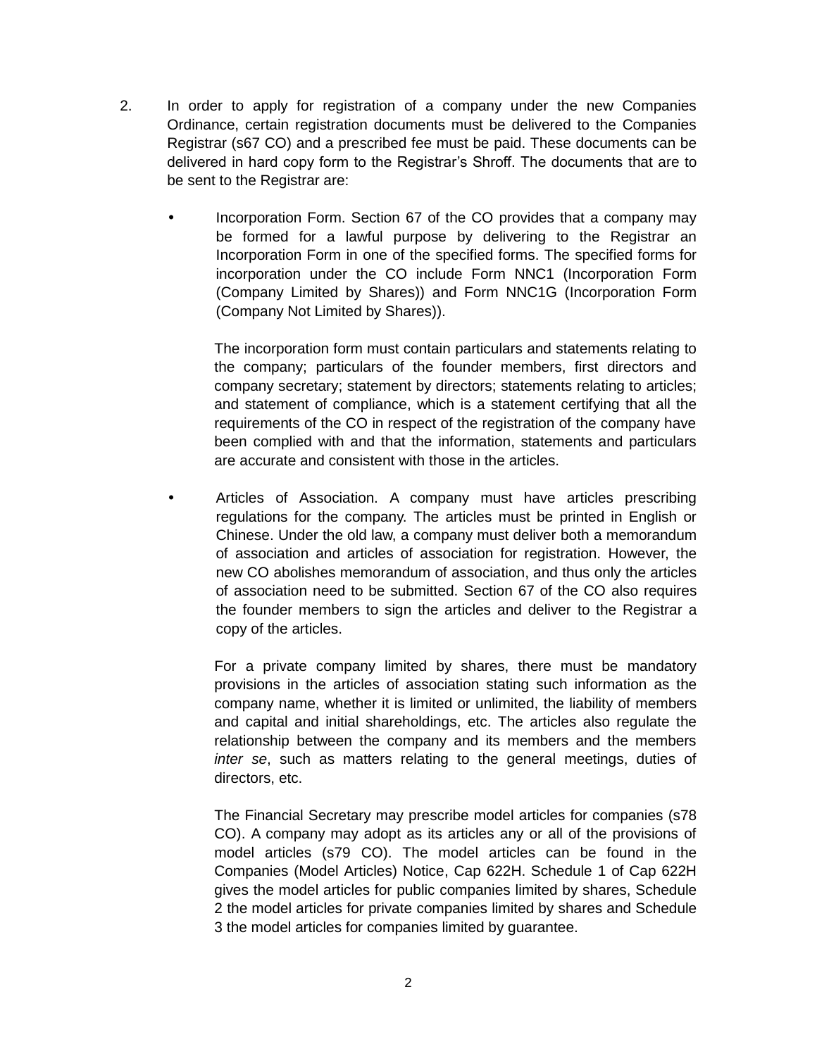2. In order to apply for registration of a company under the new Companies Ordinance, certain registration documents must be delivered to the Companies Registrar (s67 CO) and a prescribed fee must be paid. These documents can be delivered in hard copy form to the Registrar's Shroff. The documents that are to be sent to the Registrar are:

   - Incorporation Form. Section 67 of the CO provides that a company may be formed for a lawful purpose by delivering to the Registrar an Incorporation Form in one of the specified forms. The specified forms for incorporation under the CO include Form NNC1 (Incorporation Form (Company Limited by Shares)) and Form NNC1G (Incorporation Form (Company Not Limited by Shares)).

     The incorporation form must contain particulars and statements relating to the company; particulars of the founder members, first directors and company secretary; statement by directors; statements relating to articles; and statement of compliance, which is a statement certifying that all the requirements of the CO in respect of the registration of the company have been complied with and that the information, statements and particulars are accurate and consistent with those in the articles.

   - Articles of Association. A company must have articles prescribing regulations for the company. The articles must be printed in English or Chinese. Under the old law, a company must deliver both a memorandum of association and articles of association for registration. However, the new CO abolishes memorandum of association, and thus only the articles of association need to be submitted. Section 67 of the CO also requires the founder members to sign the articles and deliver to the Registrar a copy of the articles.

     For a private company limited by shares, there must be mandatory provisions in the articles of association stating such information as the company name, whether it is limited or unlimited, the liability of members and capital and initial shareholdings, etc. The articles also regulate the relationship between the company and its members and the members *inter se*, such as matters relating to the general meetings, duties of directors, etc.

     The Financial Secretary may prescribe model articles for companies (s78 CO). A company may adopt as its articles any or all of the provisions of model articles (s79 CO). The model articles can be found in the Companies (Model Articles) Notice, Cap 622H. Schedule 1 of Cap 622H gives the model articles for public companies limited by shares, Schedule 2 the model articles for private companies limited by shares and Schedule 3 the model articles for companies limited by guarantee.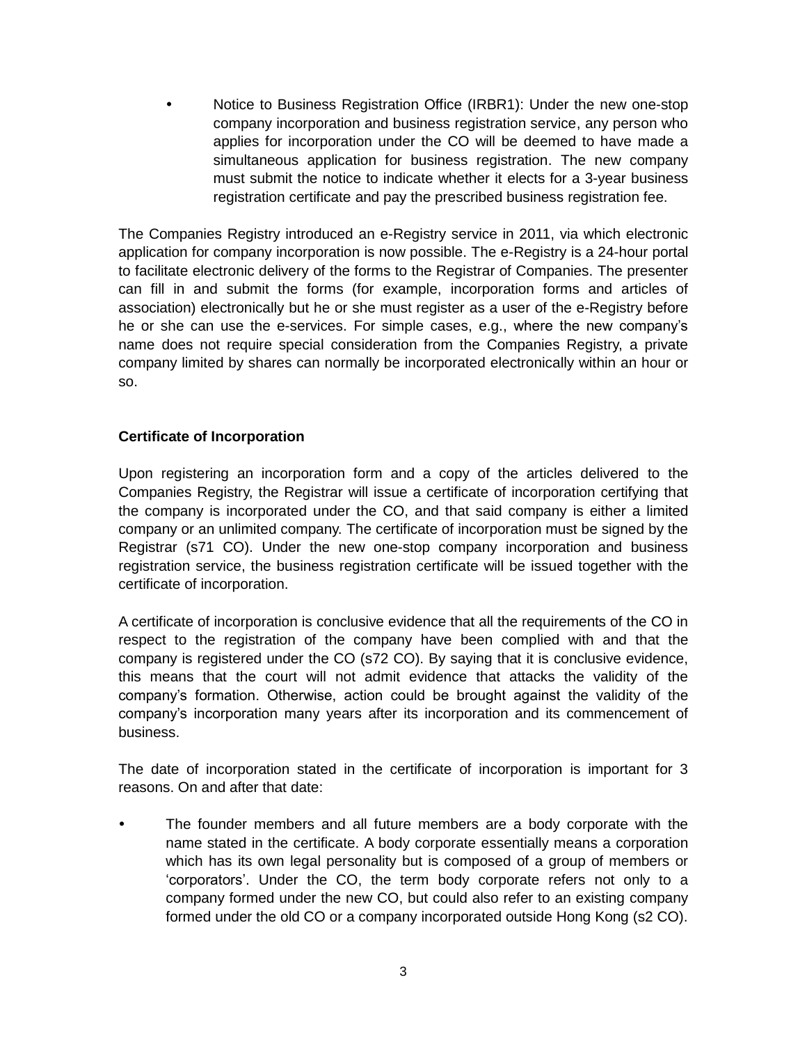- Notice to Business Registration Office (IRBR1): Under the new one-stop company incorporation and business registration service, any person who applies for incorporation under the CO will be deemed to have made a simultaneous application for business registration. The new company must submit the notice to indicate whether it elects for a 3-year business registration certificate and pay the prescribed business registration fee.

The Companies Registry introduced an e-Registry service in 2011, via which electronic application for company incorporation is now possible. The e-Registry is a 24-hour portal to facilitate electronic delivery of the forms to the Registrar of Companies. The presenter can fill in and submit the forms (for example, incorporation forms and articles of association) electronically but he or she must register as a user of the e-Registry before he or she can use the e-services. For simple cases, e.g., where the new company's name does not require special consideration from the Companies Registry, a private company limited by shares can normally be incorporated electronically within an hour or so.

**Certificate of Incorporation**

Upon registering an incorporation form and a copy of the articles delivered to the Companies Registry, the Registrar will issue a certificate of incorporation certifying that the company is incorporated under the CO, and that said company is either a limited company or an unlimited company. The certificate of incorporation must be signed by the Registrar (s71 CO). Under the new one-stop company incorporation and business registration service, the business registration certificate will be issued together with the certificate of incorporation.

A certificate of incorporation is conclusive evidence that all the requirements of the CO in respect to the registration of the company have been complied with and that the company is registered under the CO (s72 CO). By saying that it is conclusive evidence, this means that the court will not admit evidence that attacks the validity of the company's formation. Otherwise, action could be brought against the validity of the company's incorporation many years after its incorporation and its commencement of business.

The date of incorporation stated in the certificate of incorporation is important for 3 reasons. On and after that date:

- The founder members and all future members are a body corporate with the name stated in the certificate. A body corporate essentially means a corporation which has its own legal personality but is composed of a group of members or 'corporators'. Under the CO, the term body corporate refers not only to a company formed under the new CO, but could also refer to an existing company formed under the old CO or a company incorporated outside Hong Kong (s2 CO).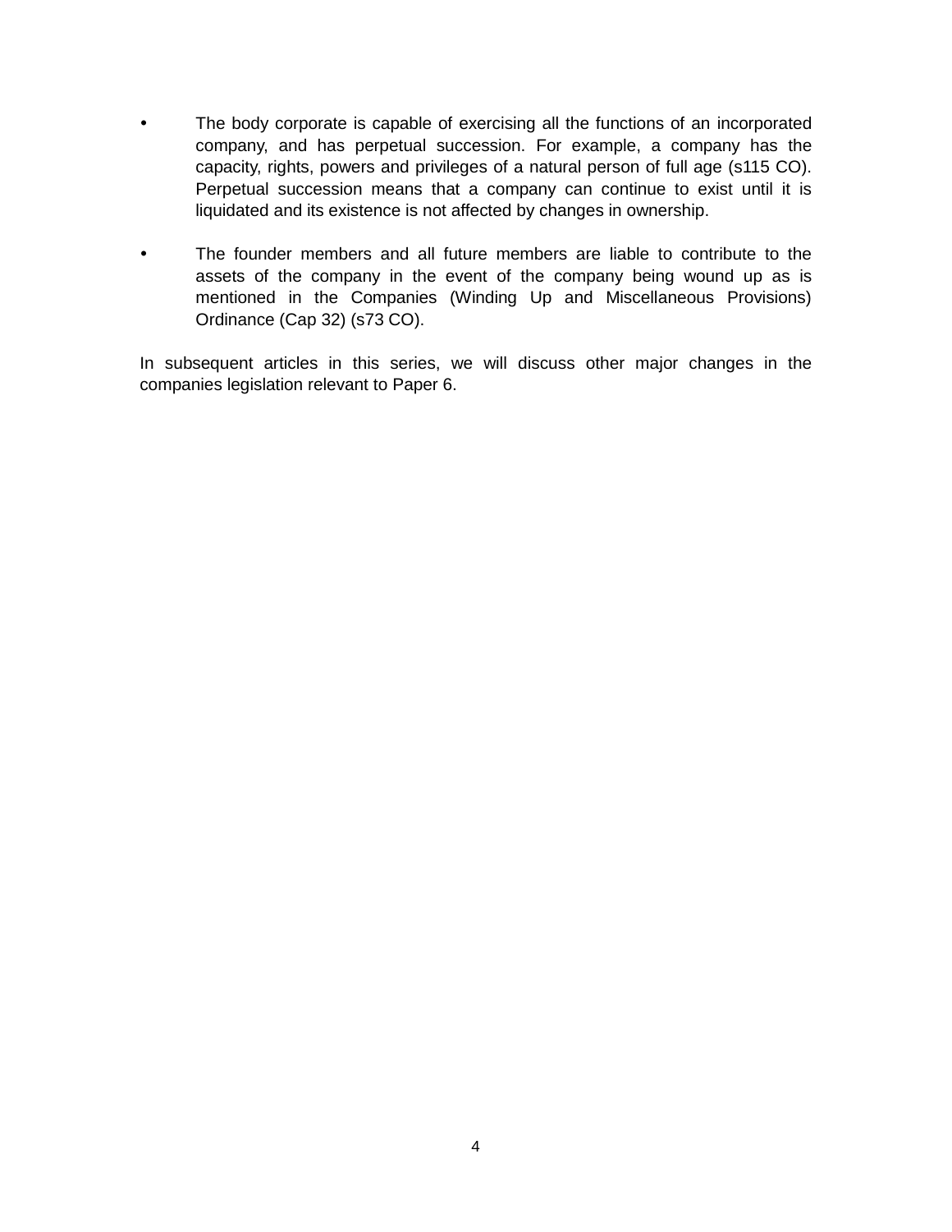- The body corporate is capable of exercising all the functions of an incorporated company, and has perpetual succession. For example, a company has the capacity, rights, powers and privileges of a natural person of full age (s115 CO). Perpetual succession means that a company can continue to exist until it is liquidated and its existence is not affected by changes in ownership.

- The founder members and all future members are liable to contribute to the assets of the company in the event of the company being wound up as is mentioned in the Companies (Winding Up and Miscellaneous Provisions) Ordinance (Cap 32) (s73 CO).

In subsequent articles in this series, we will discuss other major changes in the companies legislation relevant to Paper 6.